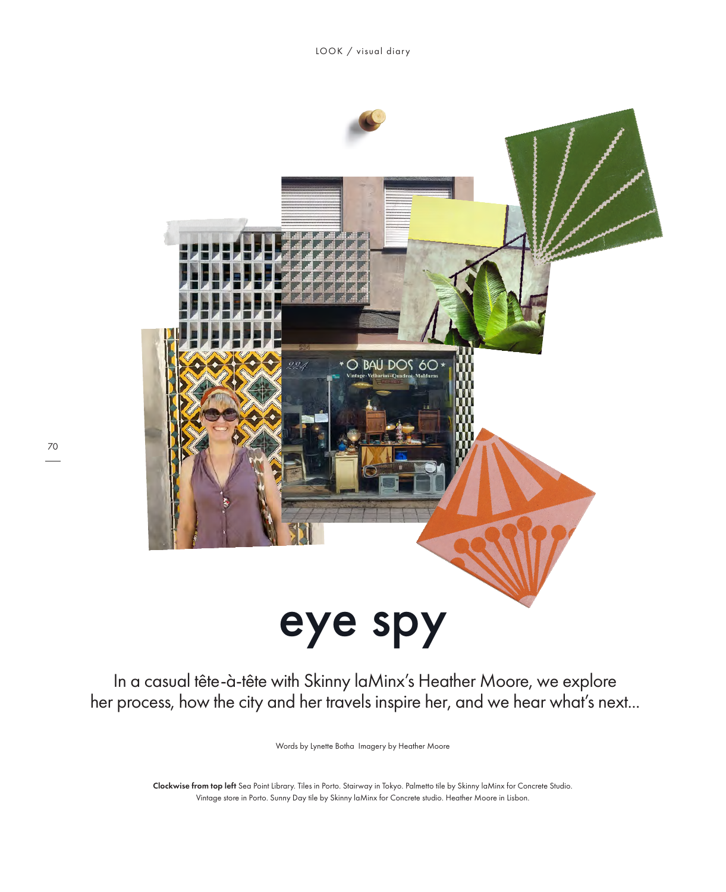# eye spy

In a casual tête-à-tête with Skinny laMinx's Heather Moore, we explore her process, how the city and her travels inspire her, and we hear what's next...

Words by Lynette Botha Imagery by Heather Moore

**Clockwise from top left** Sea Point Library. Tiles in Porto. Stairway in Tokyo. Palmetto tile by Skinny laMinx for Concrete Studio. Vintage store in Porto. Sunny Day tile by Skinny laMinx for Concrete studio. Heather Moore in Lisbon.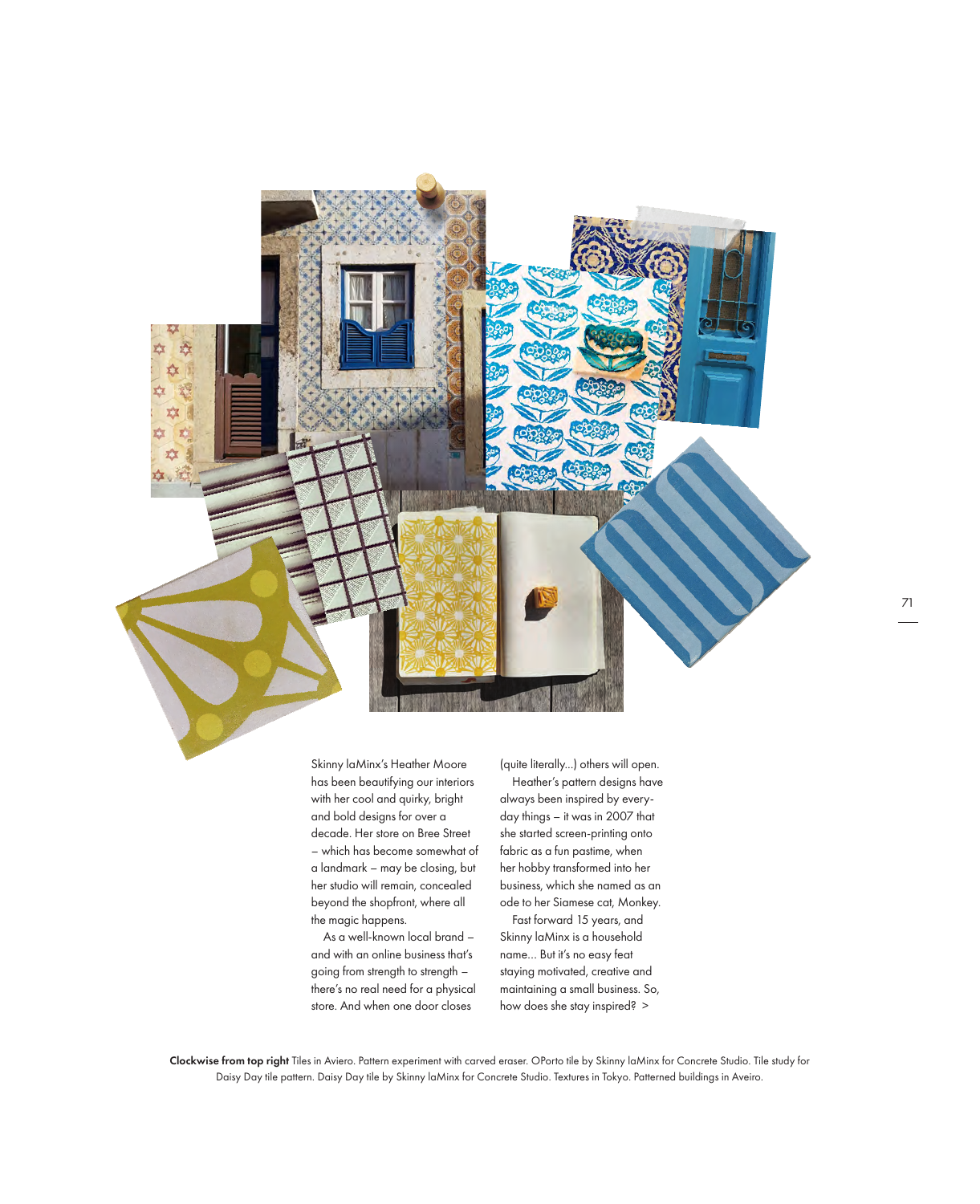Skinny laMinx's Heather Moore has been beautifying our interiors with her cool and quirky, bright and bold designs for over a decade. Her store on Bree Street – which has become somewhat of a landmark – may be closing, but her studio will remain, concealed beyond the shopfront, where all the magic happens.

As a well-known local brand – and with an online business that's going from strength to strength – there's no real need for a physical store. And when one door closes (quite literally...) others will open.

Heather's pattern designs have always been inspired by everyday things – it was in 2007 that she started screen-printing onto fabric as a fun pastime, when her hobby transformed into her business, which she named as an ode to her Siamese cat, Monkey.

Fast forward 15 years, and Skinny laMinx is a household name... But it's no easy feat staying motivated, creative and maintaining a small business. So, how does she stay inspired? >

**Clockwise from top right** Tiles in Aviero. Pattern experiment with carved eraser. OPorto tile by Skinny laMinx for Concrete Studio. Tile study for Daisy Day tile pattern. Daisy Day tile by Skinny laMinx for Concrete Studio. Textures in Tokyo. Patterned buildings in Aveiro.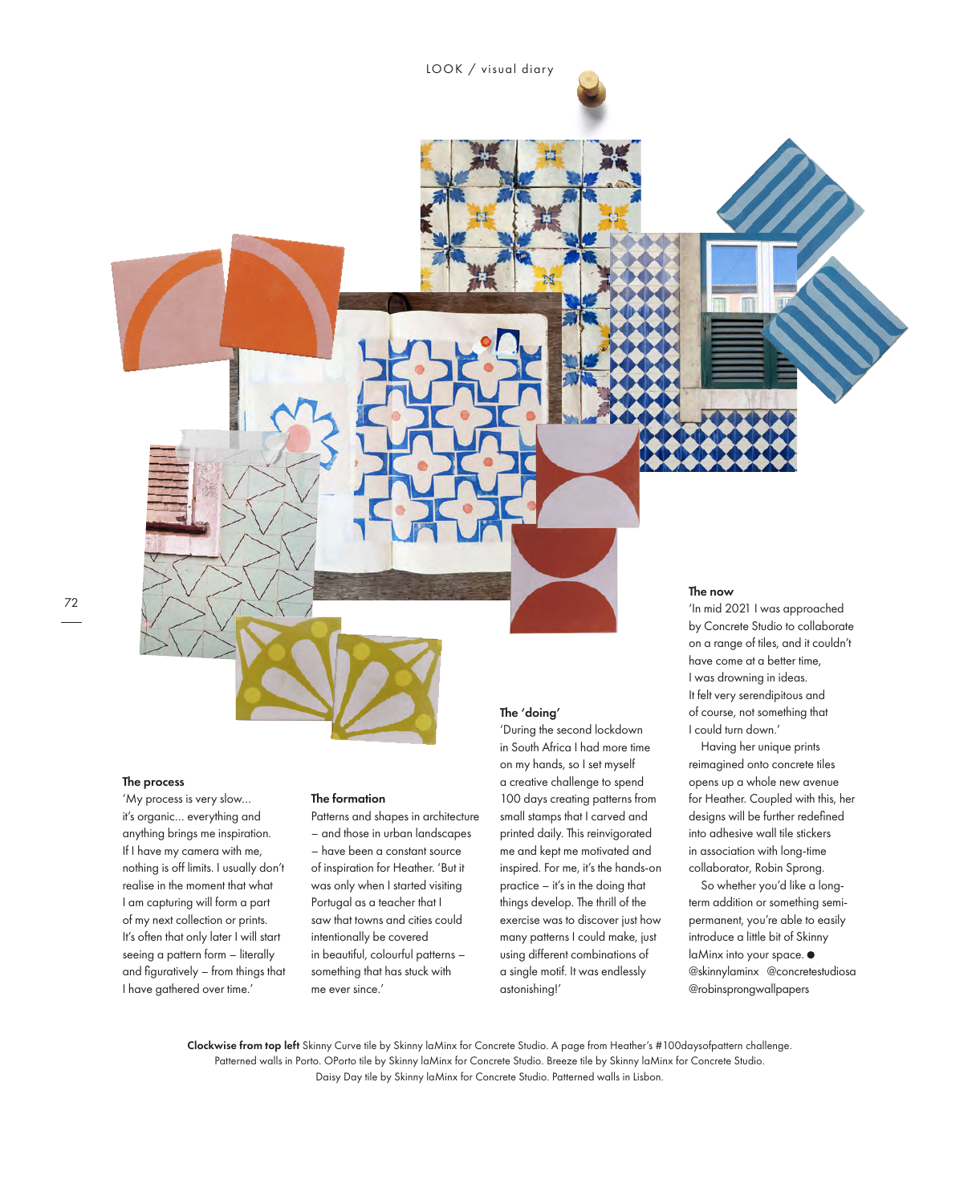## The process

'My process is very slow... it's organic... everything and anything brings me inspiration. If I have my camera with me, nothing is off limits. I usually don't realise in the moment that what I am capturing will form a part of my next collection or prints. It's often that only later I will start seeing a pattern form – literally and figuratively – from things that I have gathered over time.'

## The formation

Patterns and shapes in architecture – and those in urban landscapes – have been a constant source of inspiration for Heather. 'But it was only when I started visiting Portugal as a teacher that I saw that towns and cities could intentionally be covered in beautiful, colourful patterns – something that has stuck with me ever since.'

## The 'doing'

'During the second lockdown in South Africa I had more time on my hands, so I set myself a creative challenge to spend 100 days creating patterns from small stamps that I carved and printed daily. This reinvigorated me and kept me motivated and inspired. For me, it's the hands-on practice – it's in the doing that things develop. The thrill of the exercise was to discover just how many patterns I could make, just using different combinations of a single motif. It was endlessly astonishing!'

## The now

'In mid 2021 I was approached by Concrete Studio to collaborate on a range of tiles, and it couldn't have come at a better time, I was drowning in ideas. It felt very serendipitous and of course, not something that I could turn down.'

Having her unique prints reimagined onto concrete tiles opens up a whole new avenue for Heather. Coupled with this, her designs will be further redefined into adhesive wall tile stickers in association with long-time collaborator, Robin Sprong.

So whether you'd like a long-term addition or something semi-permanent, you're able to easily introduce a little bit of Skinny laMinx into your space. ●

@skinnylaminx @concretestudiosa @robinsprongwallpapers

**Clockwise from top left** Skinny Curve tile by Skinny laMinx for Concrete Studio. A page from Heather's #100daysofpattern challenge. Patterned walls in Porto. OPorto tile by Skinny laMinx for Concrete Studio. Breeze tile by Skinny laMinx for Concrete Studio. Daisy Day tile by Skinny laMinx for Concrete Studio. Patterned walls in Lisbon.